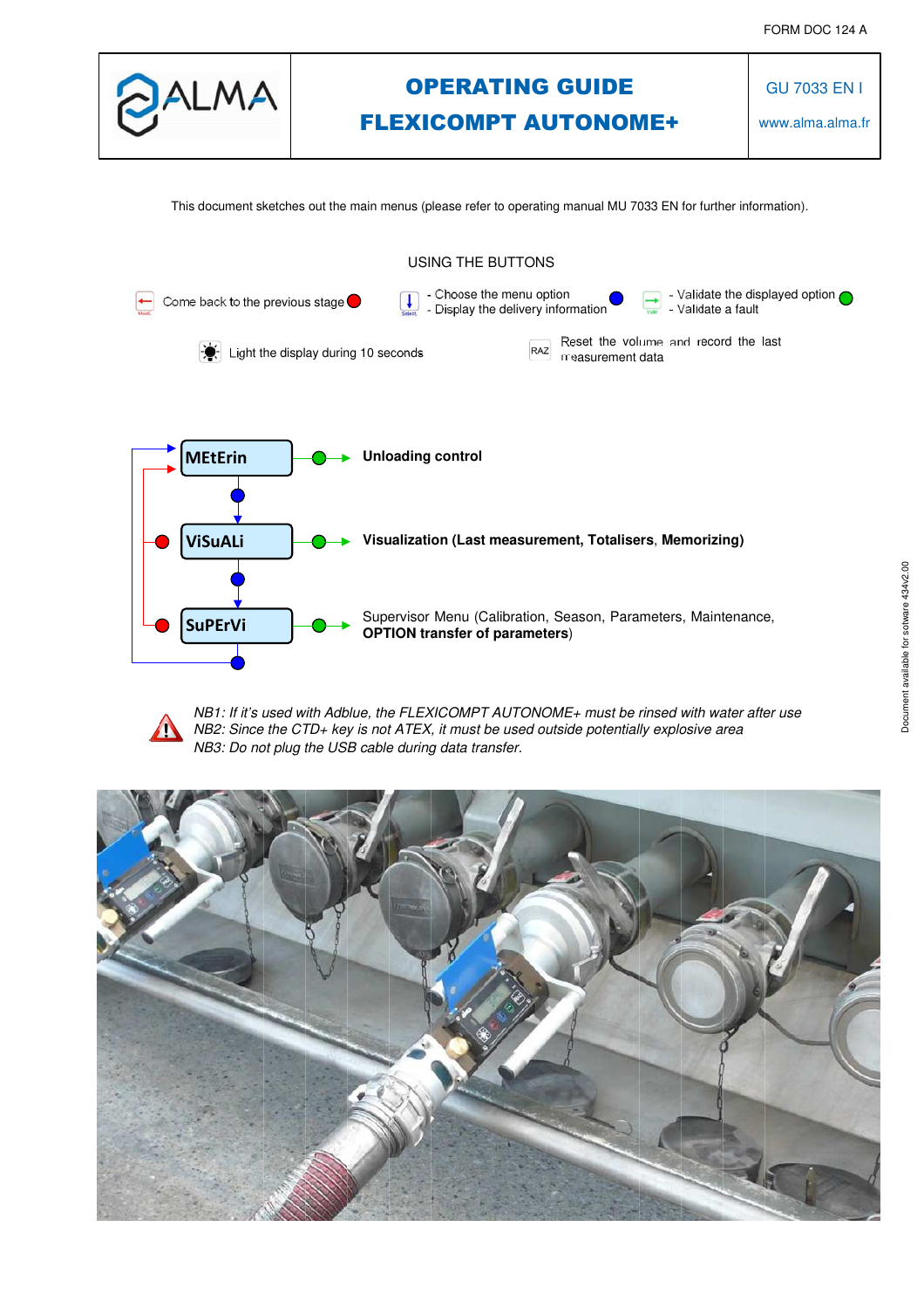FORM DOC 124 A

| ALMA | **OPERATING GUIDE**<br>**FLEXICOMPT AUTONOME+** | GU 7033 EN I<br>www.alma.alma.fr |
|---|---|---|

This document sketches out the main menus (please refer to operating manual MU 7033 EN for further information).

## USING THE BUTTONS

- Come back to the previous stage (red)
- Choose the menu option / Display the delivery information (blue)
- Validate the displayed option / Validate a fault (green)
- Light the display during 10 seconds
- RAZ: Reset the volume and record the last measurement data

**MEtErin** → **Unloading control**

**ViSuALi** → **Visualization (Last measurement, Totalisers, Memorizing)**

**SuPErVi** → Supervisor Menu (Calibration, Season, Parameters, Maintenance, **OPTION transfer of parameters**)

*NB1: If it's used with Adblue, the FLEXICOMPT AUTONOME+ must be rinsed with water after use*
*NB2: Since the CTD+ key is not ATEX, it must be used outside potentially explosive area*
*NB3: Do not plug the USB cable during data transfer.*

Document available for software 434v2.00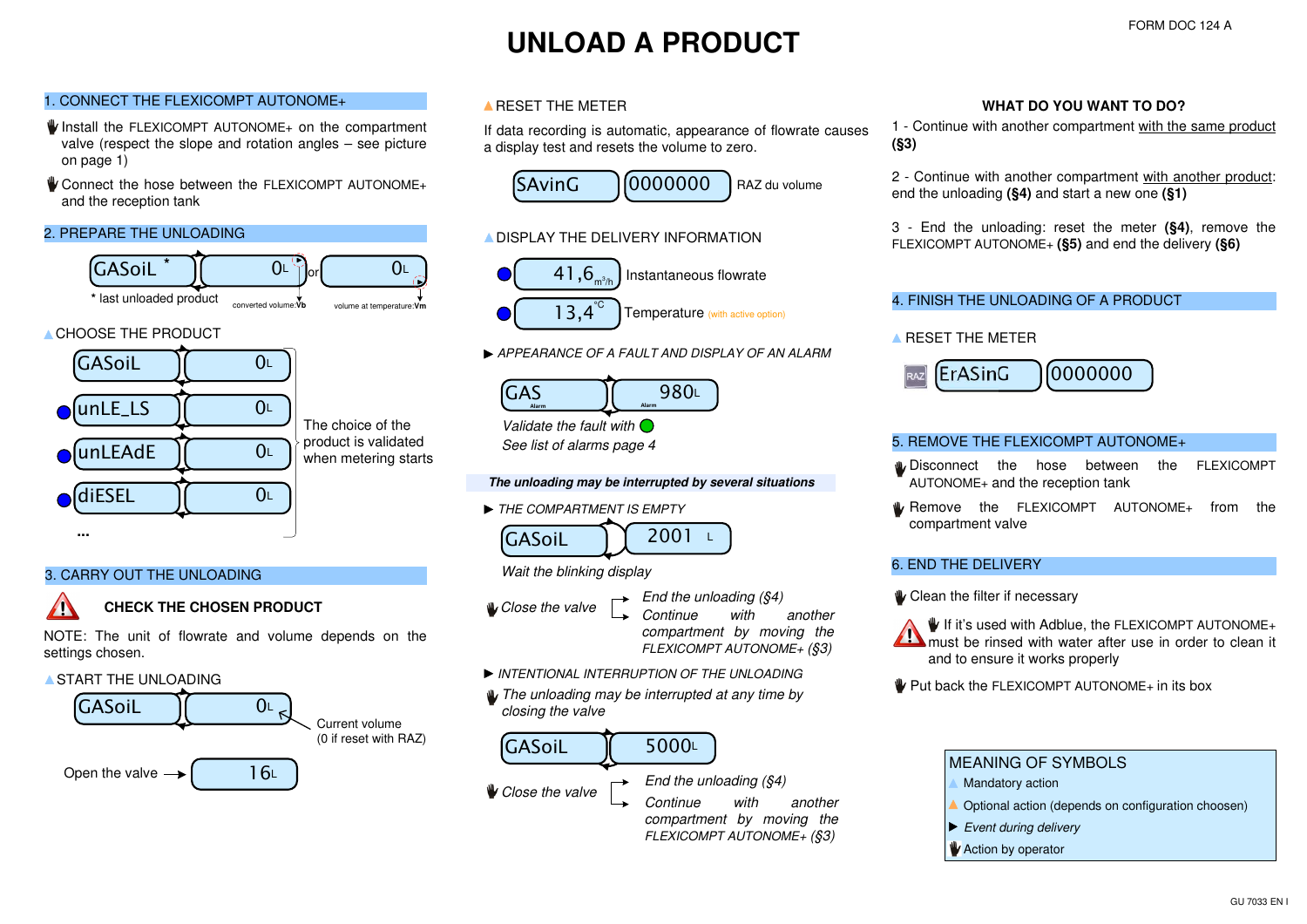FORM DOC 124 A

# UNLOAD A PRODUCT

## 1. CONNECT THE FLEXICOMPT AUTONOME+

- Install the FLEXICOMPT AUTONOME+ on the compartment valve (respect the slope and rotation angles – see picture on page 1)
- Connect the hose between the FLEXICOMPT AUTONOME+ and the reception tank

## 2. PREPARE THE UNLOADING

GASoiL * | 0L or 0L

\* last unloaded product — converted volume: **Vb** — volume at temperature: **Vm**

▲ CHOOSE THE PRODUCT

- GASoiL | 0L
- unLE_LS | 0L
- unLEAdE | 0L
- diESEL | 0L
- ...

The choice of the product is validated when metering starts

## 3. CARRY OUT THE UNLOADING

**CHECK THE CHOSEN PRODUCT**

NOTE: The unit of flowrate and volume depends on the settings chosen.

▲ START THE UNLOADING

GASoiL | 0L — Current volume (0 if reset with RAZ)

Open the valve → 16L

▲ RESET THE METER

If data recording is automatic, appearance of flowrate causes a display test and resets the volume to zero.

SAvinG | 0000000 — RAZ du volume

▲ DISPLAY THE DELIVERY INFORMATION

- 41,6 m³/h — Instantaneous flowrate
- 13,4 °C — Temperature (with active option)

▶ *APPEARANCE OF A FAULT AND DISPLAY OF AN ALARM*

GAS Alarm | 980L Alarm

*Validate the fault with* (green button)
*See list of alarms page 4*

***The unloading may be interrupted by several situations***

▶ *THE COMPARTMENT IS EMPTY*

GASoiL | 2001 L

*Wait the blinking display*

*Close the valve*
- *End the unloading (§4)*
- *Continue with another compartment by moving the FLEXICOMPT AUTONOME+ (§3)*

▶ *INTENTIONAL INTERRUPTION OF THE UNLOADING*

*The unloading may be interrupted at any time by closing the valve*

GASoiL | 5000L

*Close the valve*
- *End the unloading (§4)*
- *Continue with another compartment by moving the FLEXICOMPT AUTONOME+ (§3)*

### WHAT DO YOU WANT TO DO?

1 - Continue with another compartment with the same product **(§3)**

2 - Continue with another compartment with another product: end the unloading **(§4)** and start a new one **(§1)**

3 - End the unloading: reset the meter **(§4)**, remove the FLEXICOMPT AUTONOME+ **(§5)** and end the delivery **(§6)**

## 4. FINISH THE UNLOADING OF A PRODUCT

▲ RESET THE METER

RAZ → ErASinG | 0000000

## 5. REMOVE THE FLEXICOMPT AUTONOME+

- Disconnect the hose between the FLEXICOMPT AUTONOME+ and the reception tank
- Remove the FLEXICOMPT AUTONOME+ from the compartment valve

## 6. END THE DELIVERY

- Clean the filter if necessary
- If it's used with Adblue, the FLEXICOMPT AUTONOME+ must be rinsed with water after use in order to clean it and to ensure it works properly
- Put back the FLEXICOMPT AUTONOME+ in its box

### MEANING OF SYMBOLS

- ▲ Mandatory action
- ▲ Optional action (depends on configuration choosen)
- ▶ *Event during delivery*
- ✋ Action by operator

GU 7033 EN I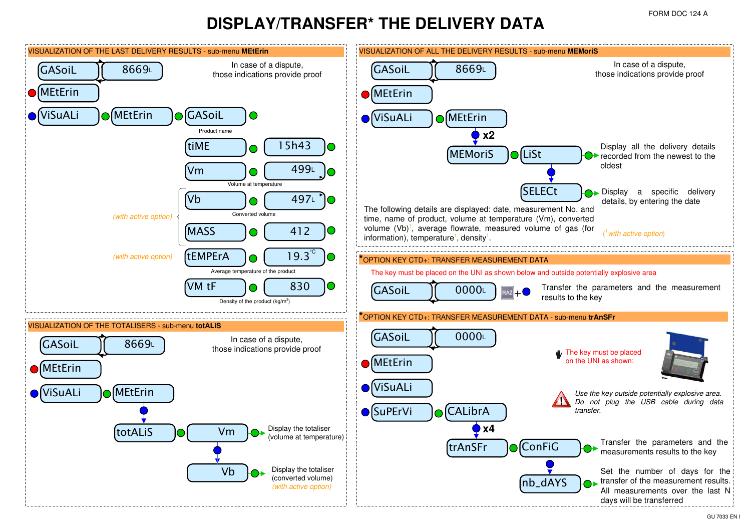# DISPLAY/TRANSFER* THE DELIVERY DATA

## VISUALIZATION OF THE LAST DELIVERY RESULTS - sub-menu **MEtErin**

GASoiL — 8669L

MEtErin

ViSuALi — MEtErin — GASoiL

Product name

tiME — 15h43

Vm — 499L

Volume at temperature

*(with active option)*

Vb — 497L

Converted volume

MASS — 412

*(with active option)*

tEMPErA — 19.3°C

Average temperature of the product

VM tF — 830

Density of the product (kg/m³)

In case of a dispute, those indications provide proof

## VISUALIZATION OF THE TOTALISERS - sub-menu **totALiS**

GASoiL — 8669L

MEtErin

ViSuALi — MEtErin

totALiS — Vm — Display the totaliser (volume at temperature)

Vb — Display the totaliser (converted volume) *(with active option)*

In case of a dispute, those indications provide proof

## VISUALIZATION OF ALL THE DELIVERY RESULTS - sub-menu **MEMoriS**

GASoiL — 8669L

MEtErin

ViSuALi — MEtErin

x2

MEMoriS — LiSt — Display all the delivery details recorded from the newest to the oldest

SELECt — Display a specific delivery details, by entering the date

In case of a dispute, those indications provide proof

The following details are displayed: date, measurement No. and time, name of product, volume at temperature (Vm), converted volume (Vb)[1], average flowrate, measured volume of gas (for information), temperature[1], density[1].

([1] *with active option*)

## *OPTION KEY CTD+: TRANSFER MEASUREMENT DATA

The key must be placed on the UNI as shown below and outside potentially explosive area

GASoiL — 0000L — RAZ + ●

Transfer the parameters and the measurement results to the key

## *OPTION KEY CTD+: TRANSFER MEASUREMENT DATA - sub-menu **trAnSFr**

GASoiL — 0000L

MEtErin

ViSuALi

SuPErVi — CALibrA

x4

trAnSFr — ConFiG — Transfer the parameters and the measurements results to the key

nb_dAYS — Set the number of days for the transfer of the measurement results. All measurements over the last N days will be transferred

The key must be placed on the UNI as shown:

*Use the key outside potentially explosive area. Do not plug the USB cable during data transfer.*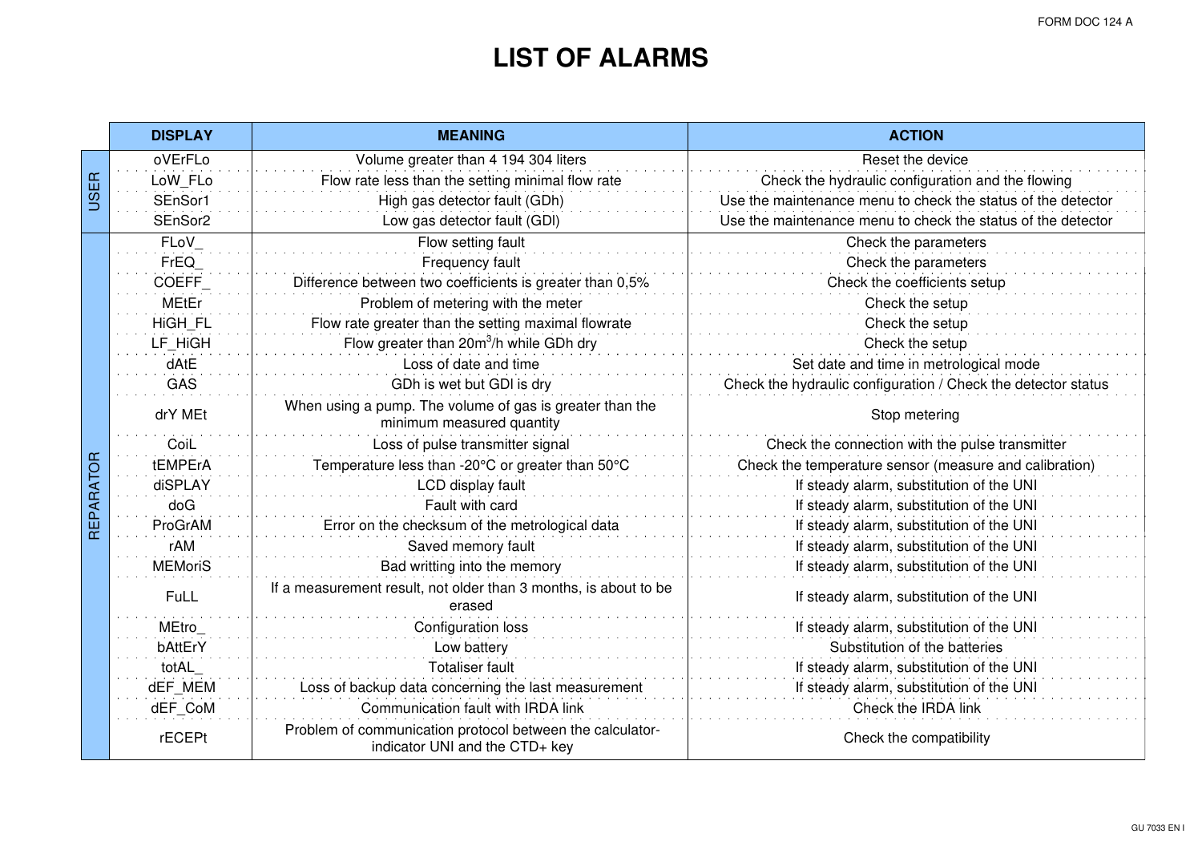# LIST OF ALARMS

| | DISPLAY | MEANING | ACTION |
|---|---|---|---|
| USER | oVErFLo | Volume greater than 4 194 304 liters | Reset the device |
| | LoW_FLo | Flow rate less than the setting minimal flow rate | Check the hydraulic configuration and the flowing |
| | SEnSor1 | High gas detector fault (GDh) | Use the maintenance menu to check the status of the detector |
| | SEnSor2 | Low gas detector fault (GDl) | Use the maintenance menu to check the status of the detector |
| REPARATOR | FLoV_ | Flow setting fault | Check the parameters |
| | FrEQ_ | Frequency fault | Check the parameters |
| | COEFF_ | Difference between two coefficients is greater than 0,5% | Check the coefficients setup |
| | MEtEr | Problem of metering with the meter | Check the setup |
| | HiGH_FL | Flow rate greater than the setting maximal flowrate | Check the setup |
| | LF_HiGH | Flow greater than 20m$^3$/h while GDh dry | Check the setup |
| | dAtE | Loss of date and time | Set date and time in metrological mode |
| | GAS | GDh is wet but GDl is dry | Check the hydraulic configuration / Check the detector status |
| | drY MEt | When using a pump. The volume of gas is greater than the minimum measured quantity | Stop metering |
| | CoiL | Loss of pulse transmitter signal | Check the connection with the pulse transmitter |
| | tEMPErA | Temperature less than -20°C or greater than 50°C | Check the temperature sensor (measure and calibration) |
| | diSPLAY | LCD display fault | If steady alarm, substitution of the UNI |
| | doG | Fault with card | If steady alarm, substitution of the UNI |
| | ProGrAM | Error on the checksum of the metrological data | If steady alarm, substitution of the UNI |
| | rAM | Saved memory fault | If steady alarm, substitution of the UNI |
| | MEMoriS | Bad writting into the memory | If steady alarm, substitution of the UNI |
| | FuLL | If a measurement result, not older than 3 months, is about to be erased | If steady alarm, substitution of the UNI |
| | MEtro_ | Configuration loss | If steady alarm, substitution of the UNI |
| | bAttErY | Low battery | Substitution of the batteries |
| | totAL_ | Totaliser fault | If steady alarm, substitution of the UNI |
| | dEF_MEM | Loss of backup data concerning the last measurement | If steady alarm, substitution of the UNI |
| | dEF_CoM | Communication fault with IRDA link | Check the IRDA link |
| | rECEPt | Problem of communication protocol between the calculator-indicator UNI and the CTD+ key | Check the compatibility |